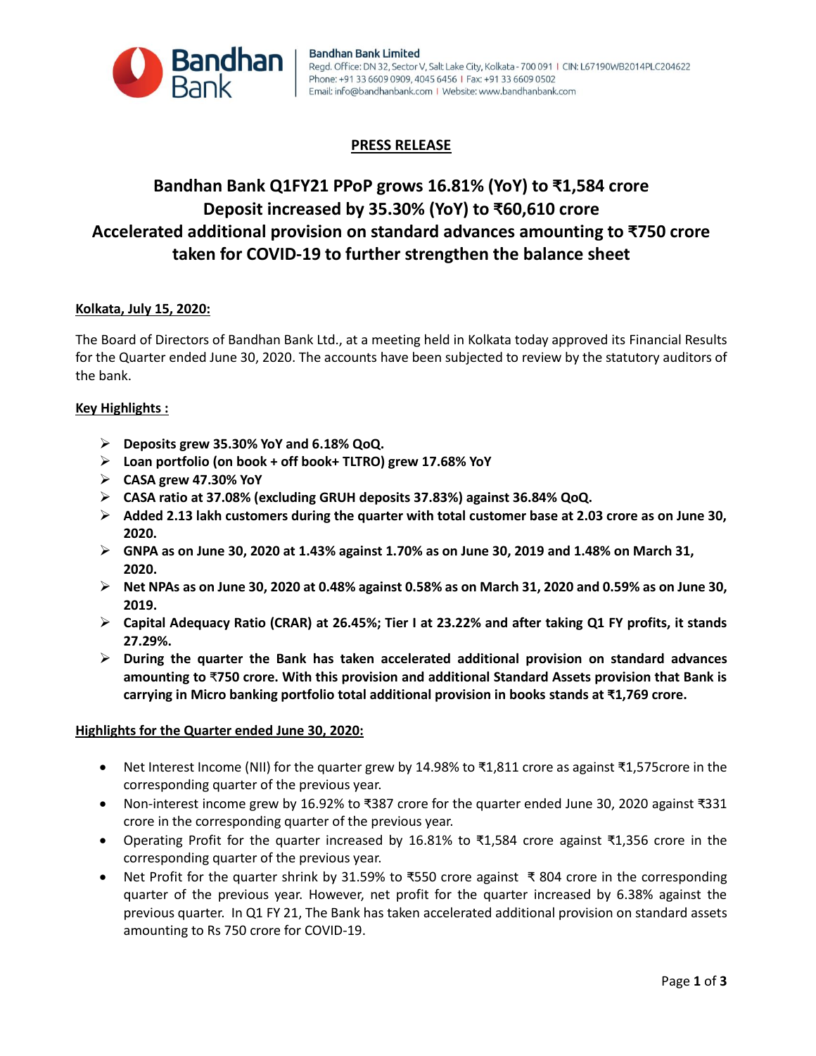Bandhan Bank Limited
Regd. Office: DN 32, Sector V, Salt Lake City, Kolkata - 700 091 | CIN: L67190WB2014PLC204622
Phone: +91 33 6609 0909, 4045 6456 | Fax: +91 33 6609 0502
Email: info@bandhanbank.com | Website: www.bandhanbank.com

## PRESS RELEASE

# Bandhan Bank Q1FY21 PPoP grows 16.81% (YoY) to ₹1,584 crore
# Deposit increased by 35.30% (YoY) to ₹60,610 crore
# Accelerated additional provision on standard advances amounting to ₹750 crore taken for COVID-19 to further strengthen the balance sheet

**Kolkata, July 15, 2020:**

The Board of Directors of Bandhan Bank Ltd., at a meeting held in Kolkata today approved its Financial Results for the Quarter ended June 30, 2020. The accounts have been subjected to review by the statutory auditors of the bank.

**Key Highlights :**

- **Deposits grew 35.30% YoY and 6.18% QoQ.**
- **Loan portfolio (on book + off book+ TLTRO) grew 17.68% YoY**
- **CASA grew 47.30% YoY**
- **CASA ratio at 37.08% (excluding GRUH deposits 37.83%) against 36.84% QoQ.**
- **Added 2.13 lakh customers during the quarter with total customer base at 2.03 crore as on June 30, 2020.**
- **GNPA as on June 30, 2020 at 1.43% against 1.70% as on June 30, 2019 and 1.48% on March 31, 2020.**
- **Net NPAs as on June 30, 2020 at 0.48% against 0.58% as on March 31, 2020 and 0.59% as on June 30, 2019.**
- **Capital Adequacy Ratio (CRAR) at 26.45%; Tier I at 23.22% and after taking Q1 FY profits, it stands 27.29%.**
- **During the quarter the Bank has taken accelerated additional provision on standard advances amounting to ₹750 crore. With this provision and additional Standard Assets provision that Bank is carrying in Micro banking portfolio total additional provision in books stands at ₹1,769 crore.**

**Highlights for the Quarter ended June 30, 2020:**

- Net Interest Income (NII) for the quarter grew by 14.98% to ₹1,811 crore as against ₹1,575crore in the corresponding quarter of the previous year.
- Non-interest income grew by 16.92% to ₹387 crore for the quarter ended June 30, 2020 against ₹331 crore in the corresponding quarter of the previous year.
- Operating Profit for the quarter increased by 16.81% to ₹1,584 crore against ₹1,356 crore in the corresponding quarter of the previous year.
- Net Profit for the quarter shrink by 31.59% to ₹550 crore against ₹ 804 crore in the corresponding quarter of the previous year. However, net profit for the quarter increased by 6.38% against the previous quarter. In Q1 FY 21, The Bank has taken accelerated additional provision on standard assets amounting to Rs 750 crore for COVID-19.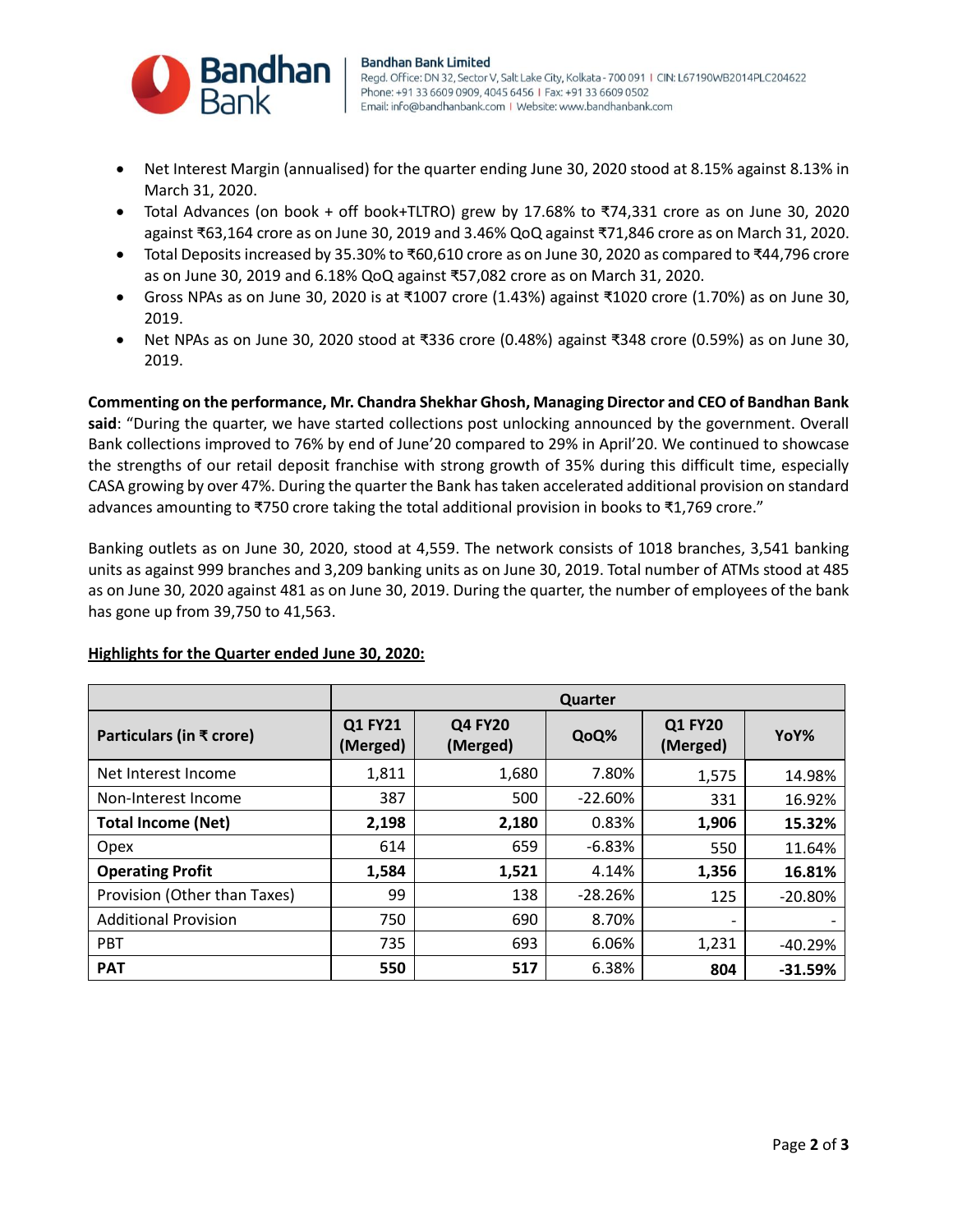- Net Interest Margin (annualised) for the quarter ending June 30, 2020 stood at 8.15% against 8.13% in March 31, 2020.
- Total Advances (on book + off book+TLTRO) grew by 17.68% to ₹74,331 crore as on June 30, 2020 against ₹63,164 crore as on June 30, 2019 and 3.46% QoQ against ₹71,846 crore as on March 31, 2020.
- Total Deposits increased by 35.30% to ₹60,610 crore as on June 30, 2020 as compared to ₹44,796 crore as on June 30, 2019 and 6.18% QoQ against ₹57,082 crore as on March 31, 2020.
- Gross NPAs as on June 30, 2020 is at ₹1007 crore (1.43%) against ₹1020 crore (1.70%) as on June 30, 2019.
- Net NPAs as on June 30, 2020 stood at ₹336 crore (0.48%) against ₹348 crore (0.59%) as on June 30, 2019.

**Commenting on the performance, Mr. Chandra Shekhar Ghosh, Managing Director and CEO of Bandhan Bank said**: "During the quarter, we have started collections post unlocking announced by the government. Overall Bank collections improved to 76% by end of June'20 compared to 29% in April'20. We continued to showcase the strengths of our retail deposit franchise with strong growth of 35% during this difficult time, especially CASA growing by over 47%. During the quarter the Bank has taken accelerated additional provision on standard advances amounting to ₹750 crore taking the total additional provision in books to ₹1,769 crore."

Banking outlets as on June 30, 2020, stood at 4,559. The network consists of 1018 branches, 3,541 banking units as against 999 branches and 3,209 banking units as on June 30, 2019. Total number of ATMs stood at 485 as on June 30, 2020 against 481 as on June 30, 2019. During the quarter, the number of employees of the bank has gone up from 39,750 to 41,563.

**Highlights for the Quarter ended June 30, 2020:**

| | Quarter | | | | |
|---|---|---|---|---|---|
| **Particulars (in ₹ crore)** | **Q1 FY21 (Merged)** | **Q4 FY20 (Merged)** | **QoQ%** | **Q1 FY20 (Merged)** | **YoY%** |
| Net Interest Income | 1,811 | 1,680 | 7.80% | 1,575 | 14.98% |
| Non-Interest Income | 387 | 500 | -22.60% | 331 | 16.92% |
| **Total Income (Net)** | **2,198** | **2,180** | **0.83%** | **1,906** | **15.32%** |
| Opex | 614 | 659 | -6.83% | 550 | 11.64% |
| **Operating Profit** | **1,584** | **1,521** | **4.14%** | **1,356** | **16.81%** |
| Provision (Other than Taxes) | 99 | 138 | -28.26% | 125 | -20.80% |
| Additional Provision | 750 | 690 | 8.70% | - | - |
| PBT | 735 | 693 | 6.06% | 1,231 | -40.29% |
| **PAT** | **550** | **517** | 6.38% | **804** | **-31.59%** |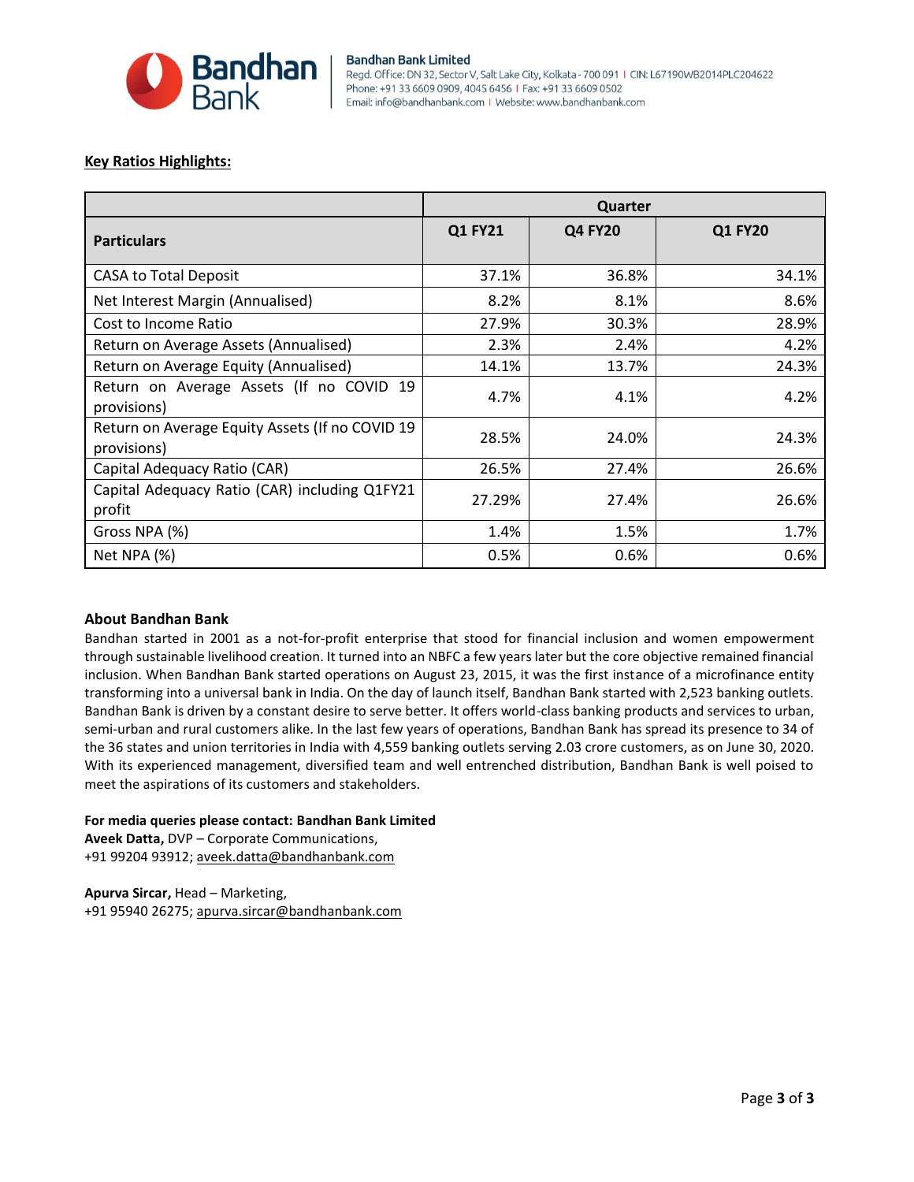## Key Ratios Highlights:

| Particulars | Quarter | | |
|---|---|---|---|
| | Q1 FY21 | Q4 FY20 | Q1 FY20 |
| CASA to Total Deposit | 37.1% | 36.8% | 34.1% |
| Net Interest Margin (Annualised) | 8.2% | 8.1% | 8.6% |
| Cost to Income Ratio | 27.9% | 30.3% | 28.9% |
| Return on Average Assets (Annualised) | 2.3% | 2.4% | 4.2% |
| Return on Average Equity (Annualised) | 14.1% | 13.7% | 24.3% |
| Return on Average Assets (If no COVID 19 provisions) | 4.7% | 4.1% | 4.2% |
| Return on Average Equity Assets (If no COVID 19 provisions) | 28.5% | 24.0% | 24.3% |
| Capital Adequacy Ratio (CAR) | 26.5% | 27.4% | 26.6% |
| Capital Adequacy Ratio (CAR) including Q1FY21 profit | 27.29% | 27.4% | 26.6% |
| Gross NPA (%) | 1.4% | 1.5% | 1.7% |
| Net NPA (%) | 0.5% | 0.6% | 0.6% |

### About Bandhan Bank

Bandhan started in 2001 as a not-for-profit enterprise that stood for financial inclusion and women empowerment through sustainable livelihood creation. It turned into an NBFC a few years later but the core objective remained financial inclusion. When Bandhan Bank started operations on August 23, 2015, it was the first instance of a microfinance entity transforming into a universal bank in India. On the day of launch itself, Bandhan Bank started with 2,523 banking outlets. Bandhan Bank is driven by a constant desire to serve better. It offers world-class banking products and services to urban, semi-urban and rural customers alike. In the last few years of operations, Bandhan Bank has spread its presence to 34 of the 36 states and union territories in India with 4,559 banking outlets serving 2.03 crore customers, as on June 30, 2020. With its experienced management, diversified team and well entrenched distribution, Bandhan Bank is well poised to meet the aspirations of its customers and stakeholders.

**For media queries please contact: Bandhan Bank Limited**
**Aveek Datta,** DVP – Corporate Communications,
+91 99204 93912; aveek.datta@bandhanbank.com

**Apurva Sircar,** Head – Marketing,
+91 95940 26275; apurva.sircar@bandhanbank.com